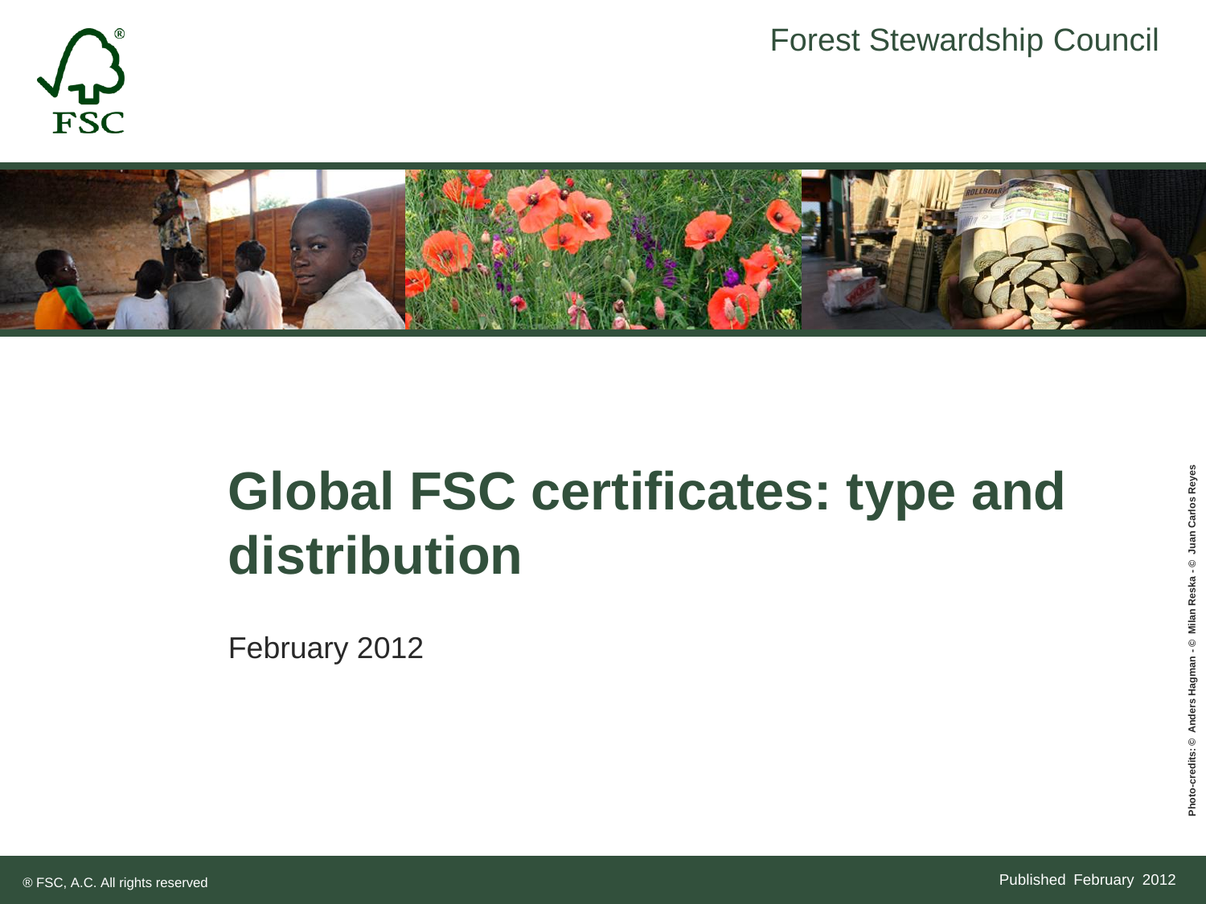Forest Stewardship Council

# Global FSC certificates: type and distribution

February 2012

Photo-credits: © Anders Hagman - © Milan Reska - © Juan Carlos Reyes

® FSC, A.C. All rights reserved

Published February 2012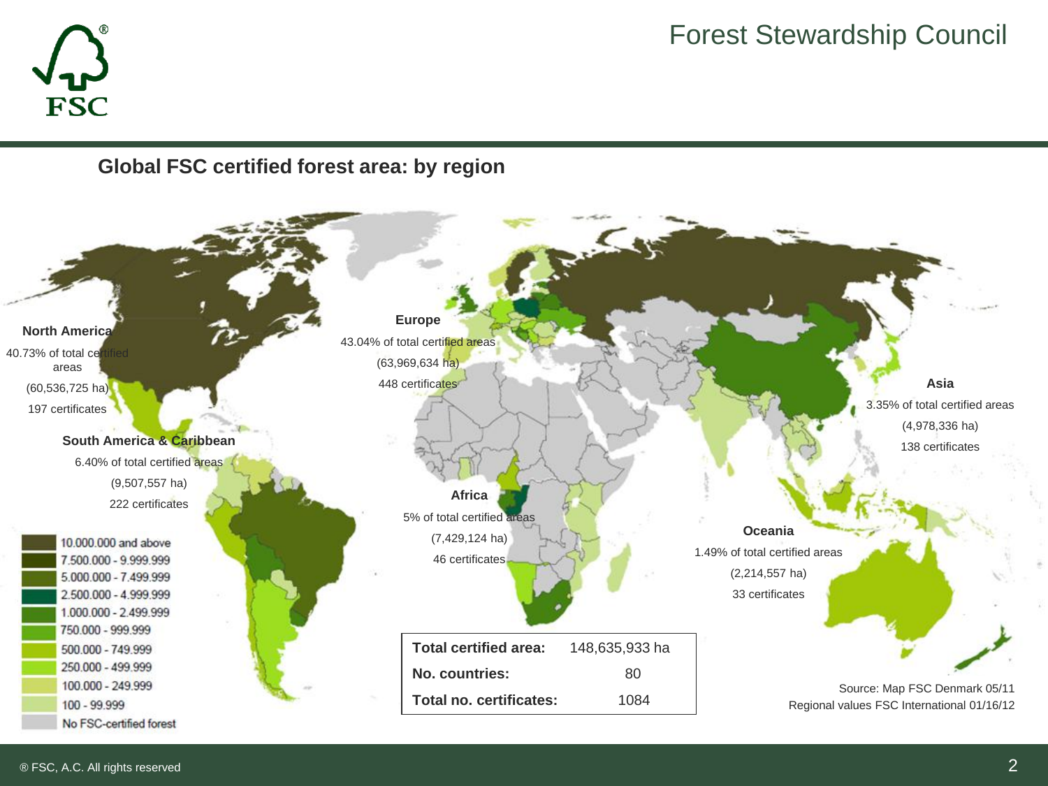# Forest Stewardship Council

## Global FSC certified forest area: by region

**North America**
40.73% of total certified areas
(60,536,725 ha)
197 certificates

**Europe**
43.04% of total certified areas
(63,969,634 ha)
448 certificates

**Asia**
3.35% of total certified areas
(4,978,336 ha)
138 certificates

**South America & Caribbean**
6.40% of total certified areas
(9,507,557 ha)
222 certificates

**Africa**
5% of total certified areas
(7,429,124 ha)
46 certificates

**Oceania**
1.49% of total certified areas
(2,214,557 ha)
33 certificates

- 10.000.000 and above
- 7.500.000 - 9.999.999
- 5.000.000 - 7.499.999
- 2.500.000 - 4.999.999
- 1.000.000 - 2.499.999
- 750.000 - 999.999
- 500.000 - 749.999
- 250.000 - 499.999
- 100.000 - 249.999
- 100 - 99.999
- No FSC-certified forest

| | |
|---|---|
| **Total certified area:** | 148,635,933 ha |
| **No. countries:** | 80 |
| **Total no. certificates:** | 1084 |

Source: Map FSC Denmark 05/11
Regional values FSC International 01/16/12

® FSC, A.C. All rights reserved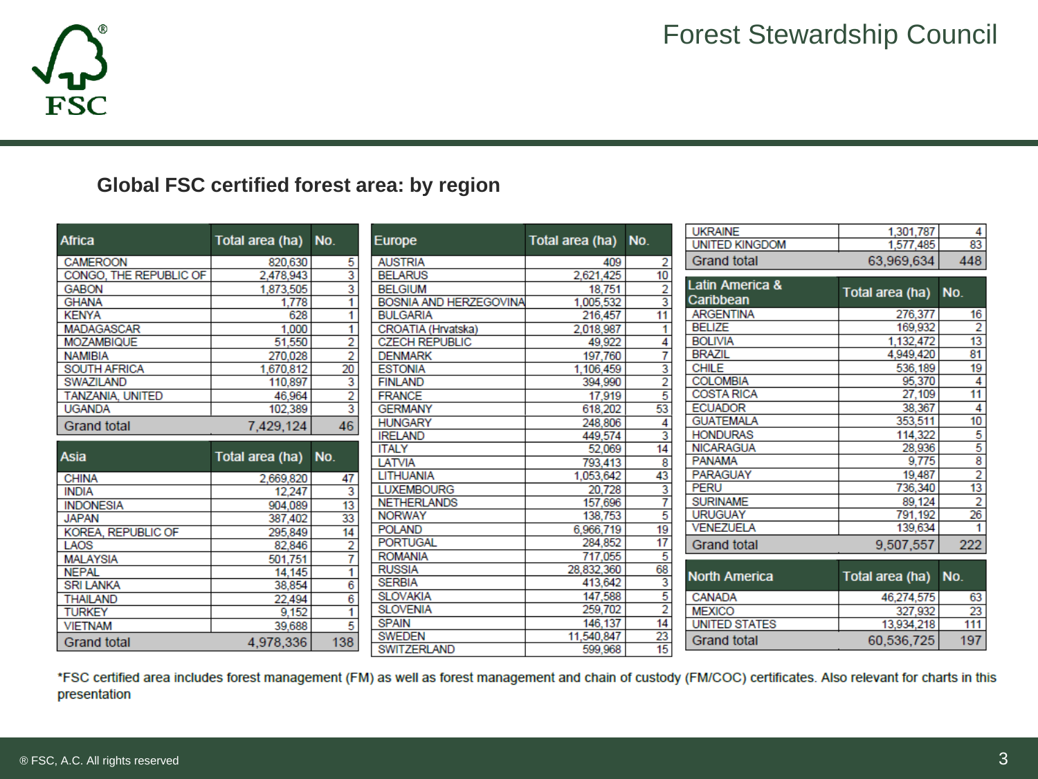# Forest Stewardship Council

## Global FSC certified forest area: by region

| Africa | Total area (ha) | No. |
|---|---|---|
| CAMEROON | 820,630 | 5 |
| CONGO, THE REPUBLIC OF | 2,478,943 | 3 |
| GABON | 1,873,505 | 3 |
| GHANA | 1,778 | 1 |
| KENYA | 628 | 1 |
| MADAGASCAR | 1,000 | 1 |
| MOZAMBIQUE | 51,550 | 2 |
| NAMIBIA | 270,028 | 2 |
| SOUTH AFRICA | 1,670,812 | 20 |
| SWAZILAND | 110,897 | 3 |
| TANZANIA, UNITED | 46,964 | 2 |
| UGANDA | 102,389 | 3 |
| Grand total | 7,429,124 | 46 |

| Asia | Total area (ha) | No. |
|---|---|---|
| CHINA | 2,669,820 | 47 |
| INDIA | 12,247 | 3 |
| INDONESIA | 904,089 | 13 |
| JAPAN | 387,402 | 33 |
| KOREA, REPUBLIC OF | 295,849 | 14 |
| LAOS | 82,846 | 2 |
| MALAYSIA | 501,751 | 7 |
| NEPAL | 14,145 | 1 |
| SRI LANKA | 38,854 | 6 |
| THAILAND | 22,494 | 6 |
| TURKEY | 9,152 | 1 |
| VIETNAM | 39,688 | 5 |
| Grand total | 4,978,336 | 138 |

| Europe | Total area (ha) | No. |
|---|---|---|
| AUSTRIA | 409 | 2 |
| BELARUS | 2,621,425 | 10 |
| BELGIUM | 18,751 | 2 |
| BOSNIA AND HERZEGOVINA | 1,005,532 | 3 |
| BULGARIA | 216,457 | 11 |
| CROATIA (Hrvatska) | 2,018,987 | 1 |
| CZECH REPUBLIC | 49,922 | 4 |
| DENMARK | 197,760 | 7 |
| ESTONIA | 1,106,459 | 3 |
| FINLAND | 394,990 | 2 |
| FRANCE | 17,919 | 5 |
| GERMANY | 618,202 | 53 |
| HUNGARY | 248,806 | 4 |
| IRELAND | 449,574 | 3 |
| ITALY | 52,069 | 14 |
| LATVIA | 793,413 | 8 |
| LITHUANIA | 1,053,642 | 43 |
| LUXEMBOURG | 20,728 | 3 |
| NETHERLANDS | 157,696 | 7 |
| NORWAY | 138,753 | 5 |
| POLAND | 6,966,719 | 19 |
| PORTUGAL | 284,852 | 17 |
| ROMANIA | 717,055 | 5 |
| RUSSIA | 28,832,360 | 68 |
| SERBIA | 413,642 | 3 |
| SLOVAKIA | 147,588 | 5 |
| SLOVENIA | 259,702 | 2 |
| SPAIN | 146,137 | 14 |
| SWEDEN | 11,540,847 | 23 |
| SWITZERLAND | 599,968 | 15 |
| UKRAINE | 1,301,787 | 4 |
| UNITED KINGDOM | 1,577,485 | 83 |
| Grand total | 63,969,634 | 448 |

| Latin America & Caribbean | Total area (ha) | No. |
|---|---|---|
| ARGENTINA | 276,377 | 16 |
| BELIZE | 169,932 | 2 |
| BOLIVIA | 1,132,472 | 13 |
| BRAZIL | 4,949,420 | 81 |
| CHILE | 536,189 | 19 |
| COLOMBIA | 95,370 | 4 |
| COSTA RICA | 27,109 | 11 |
| ECUADOR | 38,367 | 4 |
| GUATEMALA | 353,511 | 10 |
| HONDURAS | 114,322 | 5 |
| NICARAGUA | 28,936 | 5 |
| PANAMA | 9,775 | 8 |
| PARAGUAY | 19,487 | 2 |
| PERU | 736,340 | 13 |
| SURINAME | 89,124 | 2 |
| URUGUAY | 791,192 | 26 |
| VENEZUELA | 139,634 | 1 |
| Grand total | 9,507,557 | 222 |

| North America | Total area (ha) | No. |
|---|---|---|
| CANADA | 46,274,575 | 63 |
| MEXICO | 327,932 | 23 |
| UNITED STATES | 13,934,218 | 111 |
| Grand total | 60,536,725 | 197 |

*FSC certified area includes forest management (FM) as well as forest management and chain of custody (FM/COC) certificates. Also relevant for charts in this presentation

® FSC, A.C. All rights reserved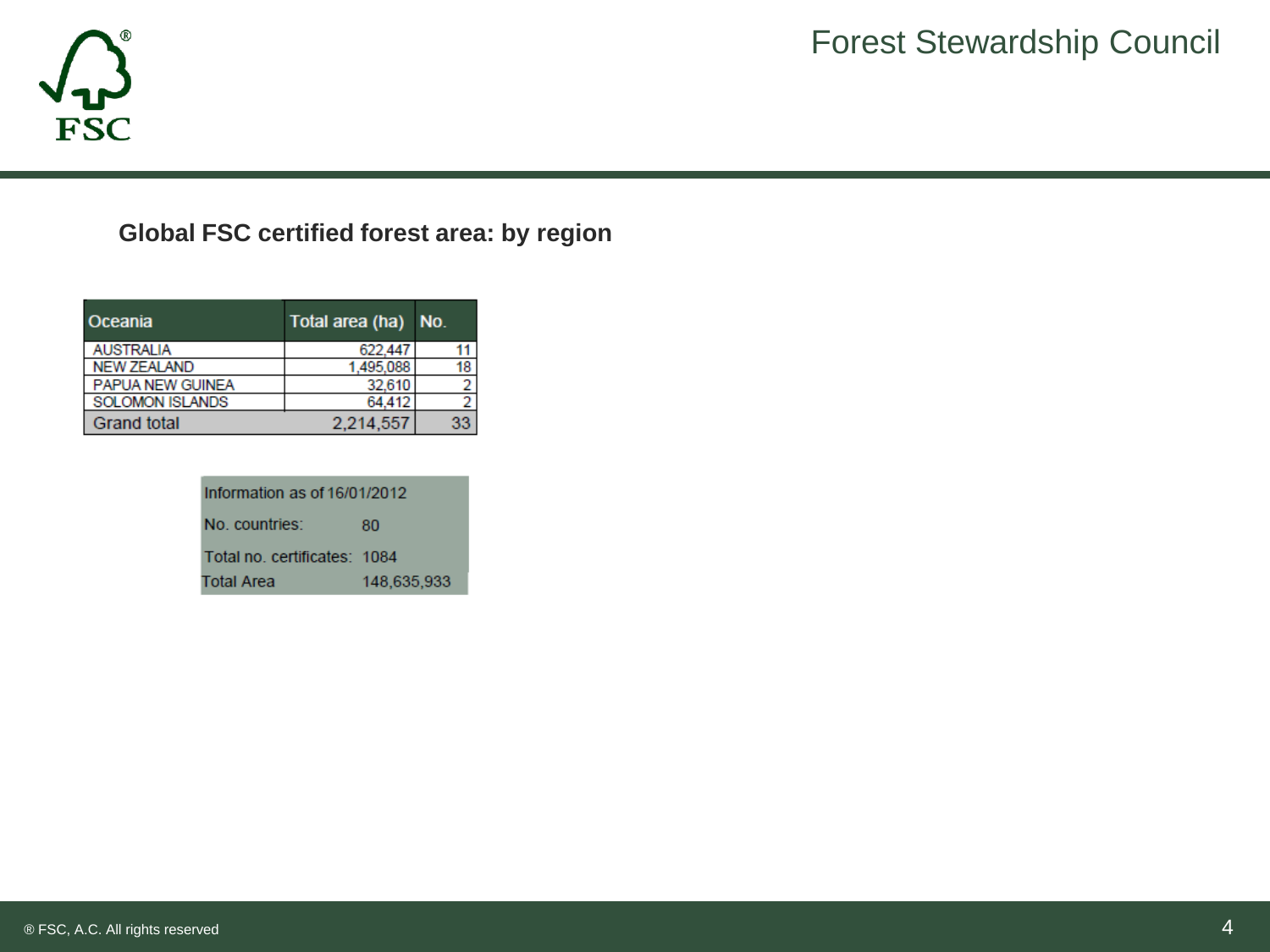## Global FSC certified forest area: by region

| Oceania | Total area (ha) | No. |
|---|---|---|
| AUSTRALIA | 622,447 | 11 |
| NEW ZEALAND | 1,495,088 | 18 |
| PAPUA NEW GUINEA | 32,610 | 2 |
| SOLOMON ISLANDS | 64,412 | 2 |
| Grand total | 2,214,557 | 33 |

| Information as of 16/01/2012 | |
|---|---|
| No. countries: | 80 |
| Total no. certificates: | 1084 |
| Total Area | 148,635,933 |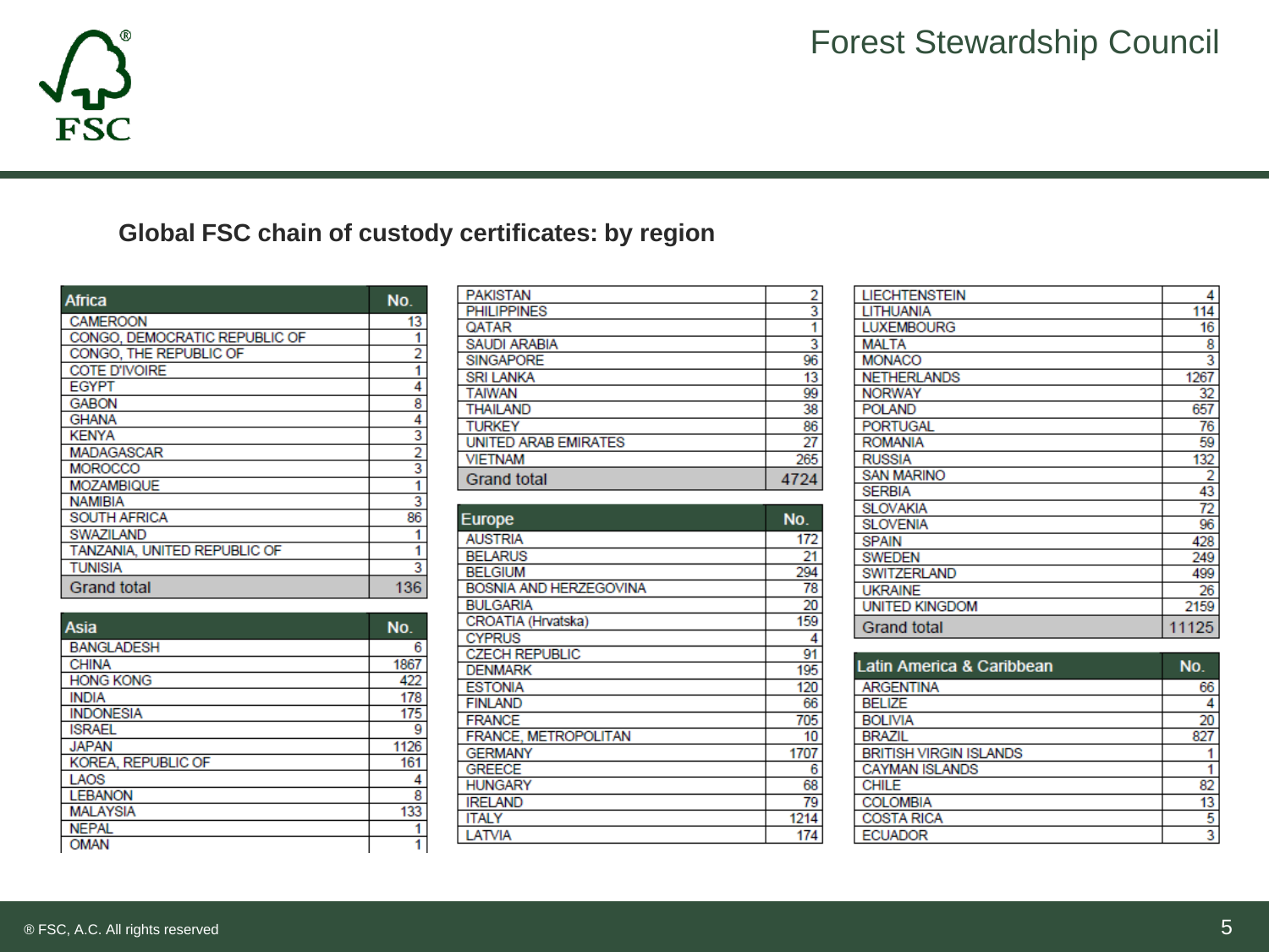## Global FSC chain of custody certificates: by region

| Africa | No. |
|---|---|
| CAMEROON | 13 |
| CONGO, DEMOCRATIC REPUBLIC OF | 1 |
| CONGO, THE REPUBLIC OF | 2 |
| COTE D'IVOIRE | 1 |
| EGYPT | 4 |
| GABON | 8 |
| GHANA | 4 |
| KENYA | 3 |
| MADAGASCAR | 2 |
| MOROCCO | 3 |
| MOZAMBIQUE | 1 |
| NAMIBIA | 3 |
| SOUTH AFRICA | 86 |
| SWAZILAND | 1 |
| TANZANIA, UNITED REPUBLIC OF | 1 |
| TUNISIA | 3 |
| Grand total | 136 |

| Asia | No. |
|---|---|
| BANGLADESH | 6 |
| CHINA | 1867 |
| HONG KONG | 422 |
| INDIA | 178 |
| INDONESIA | 175 |
| ISRAEL | 9 |
| JAPAN | 1126 |
| KOREA, REPUBLIC OF | 161 |
| LAOS | 4 |
| LEBANON | 8 |
| MALAYSIA | 133 |
| NEPAL | 1 |
| OMAN | 1 |
| PAKISTAN | 2 |
| PHILIPPINES | 3 |
| QATAR | 1 |
| SAUDI ARABIA | 3 |
| SINGAPORE | 96 |
| SRI LANKA | 13 |
| TAIWAN | 99 |
| THAILAND | 38 |
| TURKEY | 86 |
| UNITED ARAB EMIRATES | 27 |
| VIETNAM | 265 |
| Grand total | 4724 |

| Europe | No. |
|---|---|
| AUSTRIA | 172 |
| BELARUS | 21 |
| BELGIUM | 294 |
| BOSNIA AND HERZEGOVINA | 78 |
| BULGARIA | 20 |
| CROATIA (Hrvatska) | 159 |
| CYPRUS | 4 |
| CZECH REPUBLIC | 91 |
| DENMARK | 195 |
| ESTONIA | 120 |
| FINLAND | 66 |
| FRANCE | 705 |
| FRANCE, METROPOLITAN | 10 |
| GERMANY | 1707 |
| GREECE | 6 |
| HUNGARY | 68 |
| IRELAND | 79 |
| ITALY | 1214 |
| LATVIA | 174 |
| LIECHTENSTEIN | 4 |
| LITHUANIA | 114 |
| LUXEMBOURG | 16 |
| MALTA | 8 |
| MONACO | 3 |
| NETHERLANDS | 1267 |
| NORWAY | 32 |
| POLAND | 657 |
| PORTUGAL | 76 |
| ROMANIA | 59 |
| RUSSIA | 132 |
| SAN MARINO | 2 |
| SERBIA | 43 |
| SLOVAKIA | 72 |
| SLOVENIA | 96 |
| SPAIN | 428 |
| SWEDEN | 249 |
| SWITZERLAND | 499 |
| UKRAINE | 26 |
| UNITED KINGDOM | 2159 |
| Grand total | 11125 |

| Latin America & Caribbean | No. |
|---|---|
| ARGENTINA | 66 |
| BELIZE | 4 |
| BOLIVIA | 20 |
| BRAZIL | 827 |
| BRITISH VIRGIN ISLANDS | 1 |
| CAYMAN ISLANDS | 1 |
| CHILE | 82 |
| COLOMBIA | 13 |
| COSTA RICA | 5 |
| ECUADOR | 3 |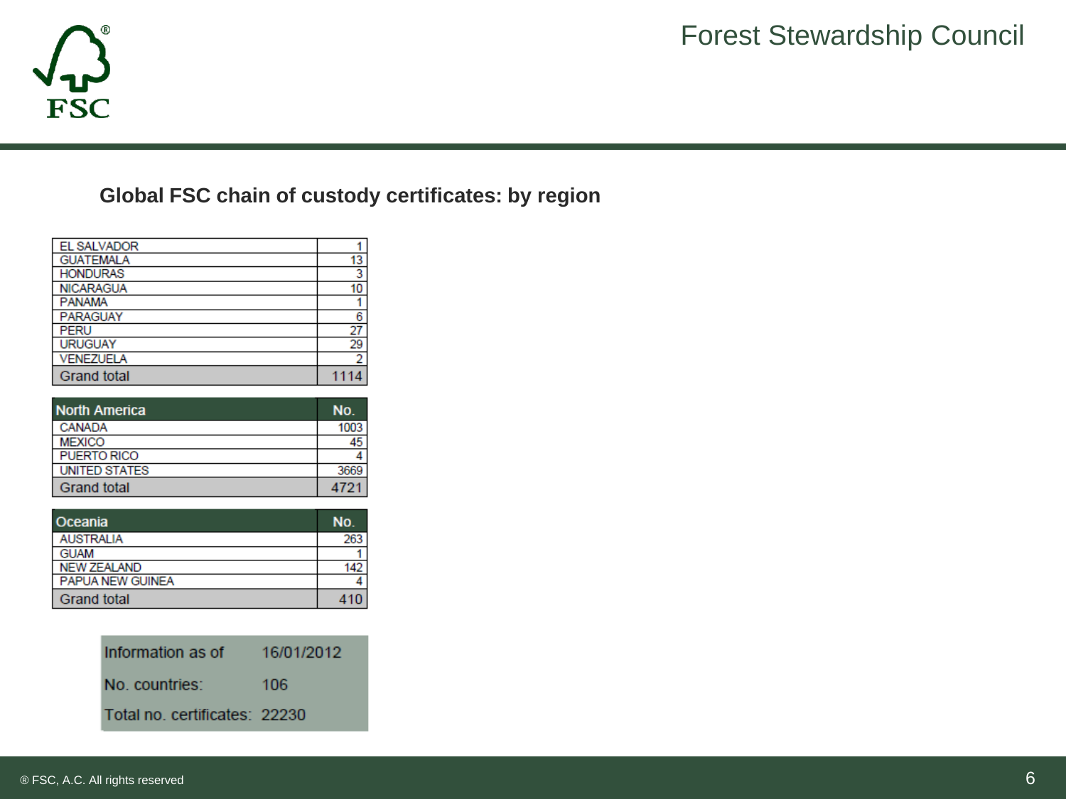## Global FSC chain of custody certificates: by region

| | |
|---|---|
| EL SALVADOR | 1 |
| GUATEMALA | 13 |
| HONDURAS | 3 |
| NICARAGUA | 10 |
| PANAMA | 1 |
| PARAGUAY | 6 |
| PERU | 27 |
| URUGUAY | 29 |
| VENEZUELA | 2 |
| Grand total | 1114 |

| North America | No. |
|---|---|
| CANADA | 1003 |
| MEXICO | 45 |
| PUERTO RICO | 4 |
| UNITED STATES | 3669 |
| Grand total | 4721 |

| Oceania | No. |
|---|---|
| AUSTRALIA | 263 |
| GUAM | 1 |
| NEW ZEALAND | 142 |
| PAPUA NEW GUINEA | 4 |
| Grand total | 410 |

| | |
|---|---|
| Information as of | 16/01/2012 |
| No. countries: | 106 |
| Total no. certificates: | 22230 |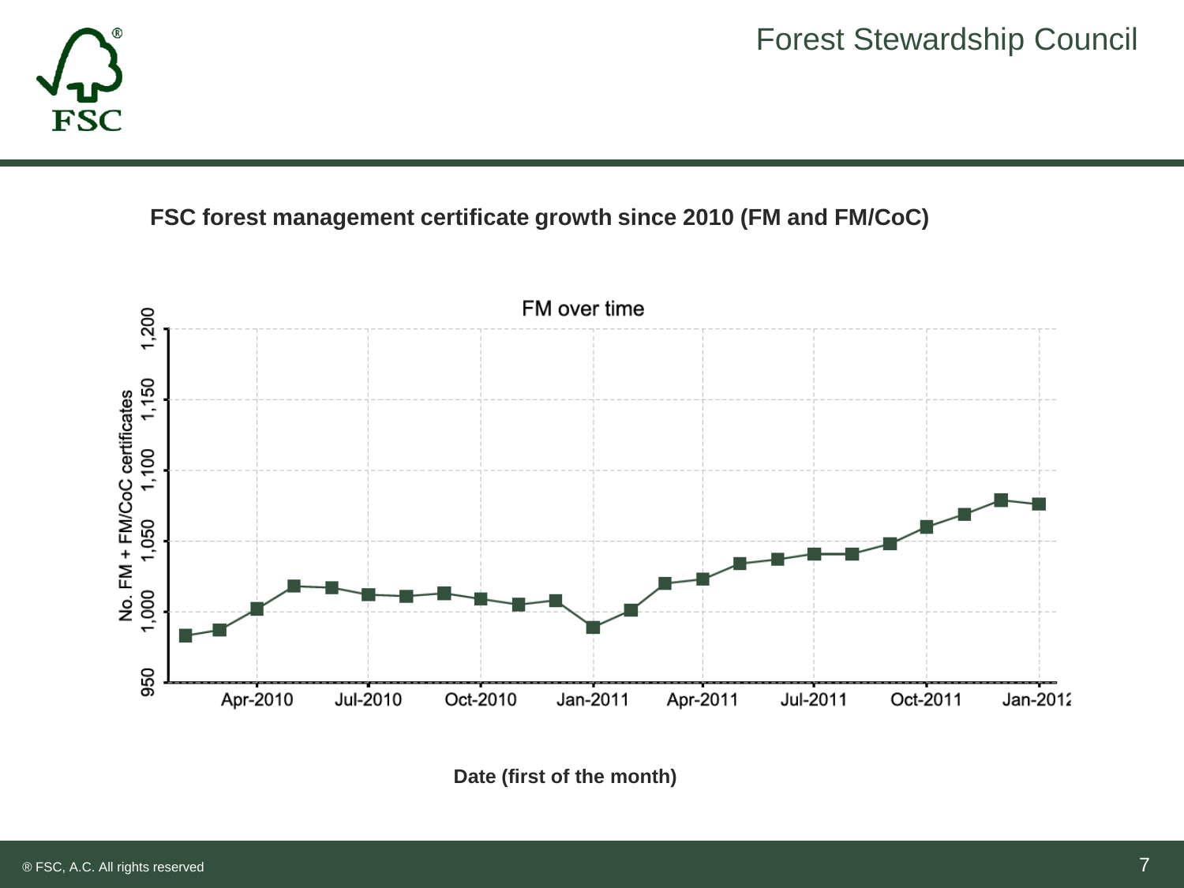## FSC forest management certificate growth since 2010 (FM and FM/CoC)

FM over time

No. FM + FM/CoC certificates

950, 1,000, 1,050, 1,100, 1,150, 1,200

Apr-2010, Jul-2010, Oct-2010, Jan-2011, Apr-2011, Jul-2011, Oct-2011, Jan-2012

**Date (first of the month)**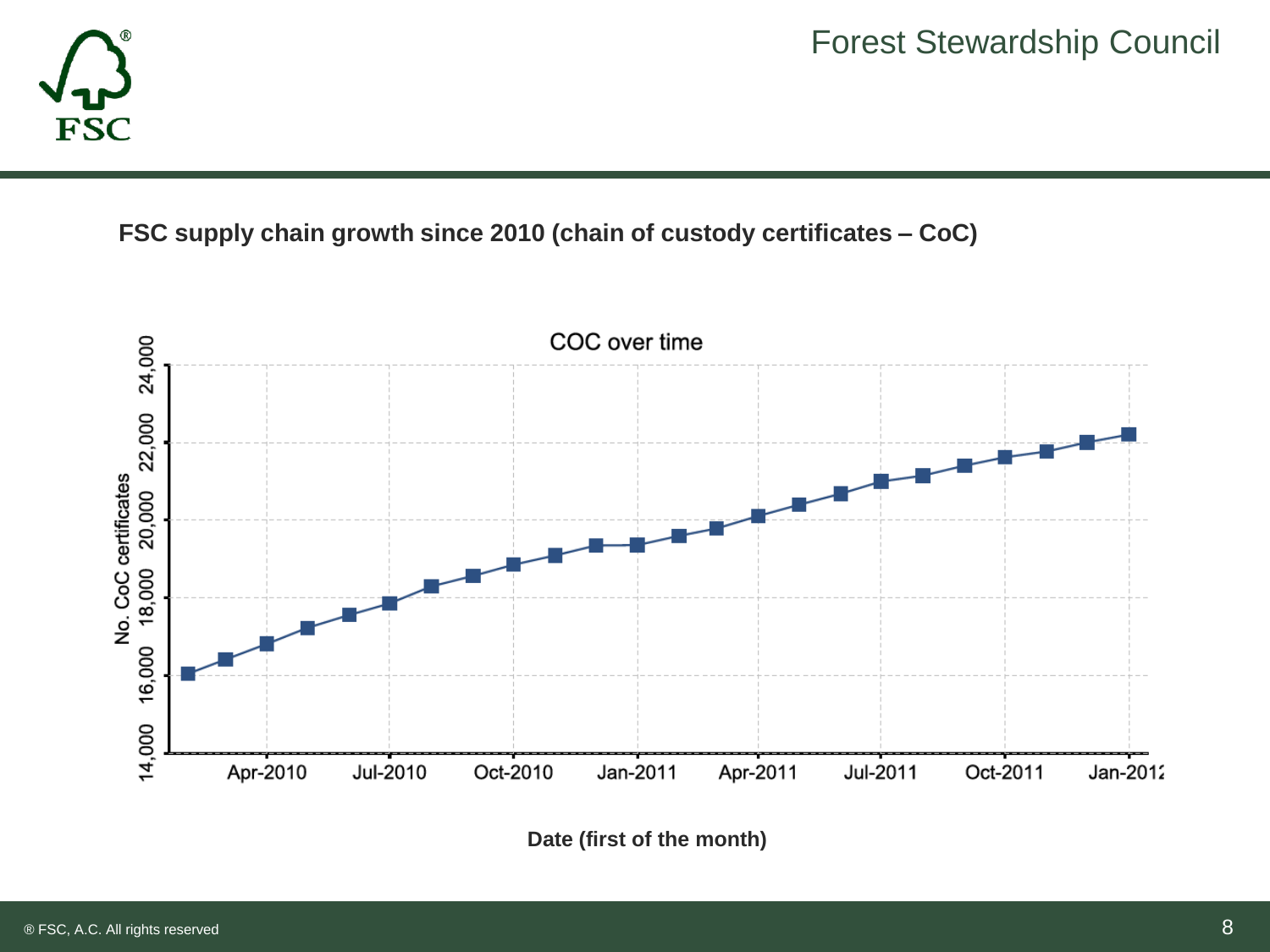Forest Stewardship Council

**FSC supply chain growth since 2010 (chain of custody certificates – CoC)**

COC over time

No. CoC certificates

24,000
22,000
20,000
18,000
16,000
14,000

Apr-2010 Jul-2010 Oct-2010 Jan-2011 Apr-2011 Jul-2011 Oct-2011 Jan-2012

**Date (first of the month)**

® FSC, A.C. All rights reserved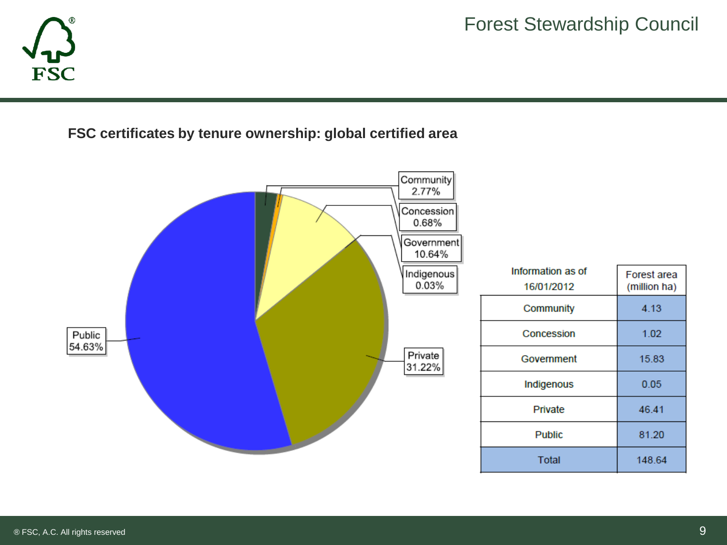## FSC certificates by tenure ownership: global certified area

Community 2.77%
Concession 0.68%
Government 10.64%
Indigenous 0.03%
Private 31.22%
Public 54.63%

| Information as of 16/01/2012 | Forest area (million ha) |
|---|---|
| Community | 4.13 |
| Concession | 1.02 |
| Government | 15.83 |
| Indigenous | 0.05 |
| Private | 46.41 |
| Public | 81.20 |
| Total | 148.64 |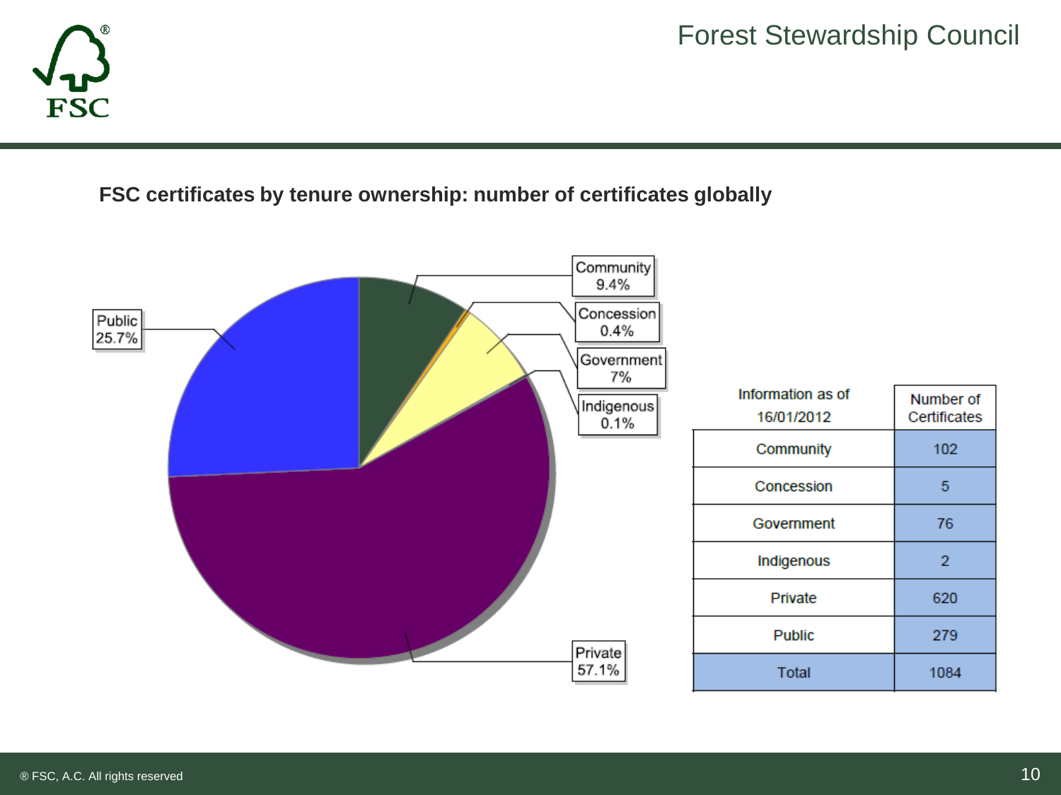## FSC certificates by tenure ownership: number of certificates globally

Community 9.4%

Concession 0.4%

Government 7%

Indigenous 0.1%

Public 25.7%

Private 57.1%

| Information as of 16/01/2012 | Number of Certificates |
|---|---|
| Community | 102 |
| Concession | 5 |
| Government | 76 |
| Indigenous | 2 |
| Private | 620 |
| Public | 279 |
| Total | 1084 |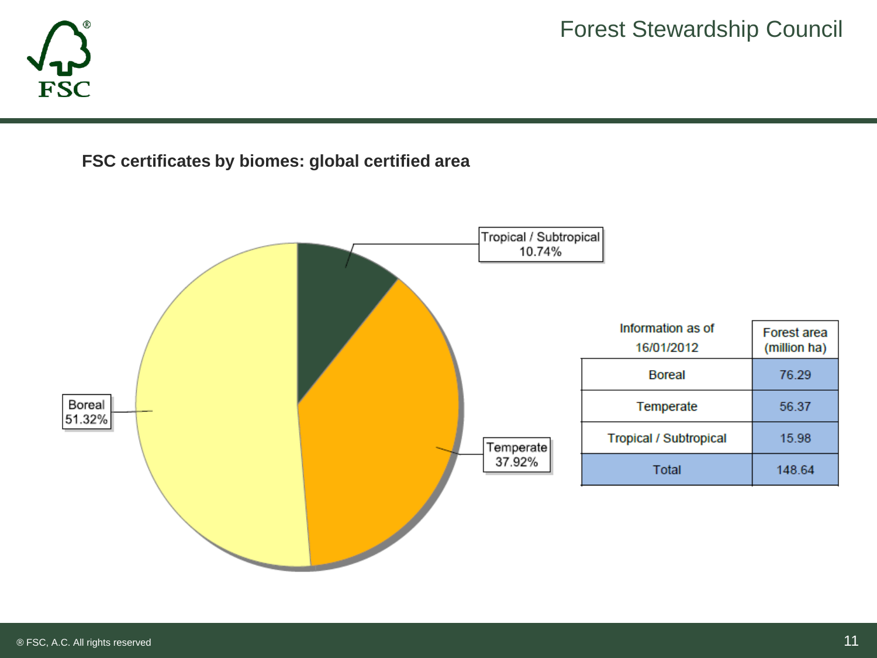## FSC certificates by biomes: global certified area

Tropical / Subtropical 10.74%

Boreal 51.32%

Temperate 37.92%

| Information as of 16/01/2012 | Forest area (million ha) |
|---|---|
| Boreal | 76.29 |
| Temperate | 56.37 |
| Tropical / Subtropical | 15.98 |
| Total | 148.64 |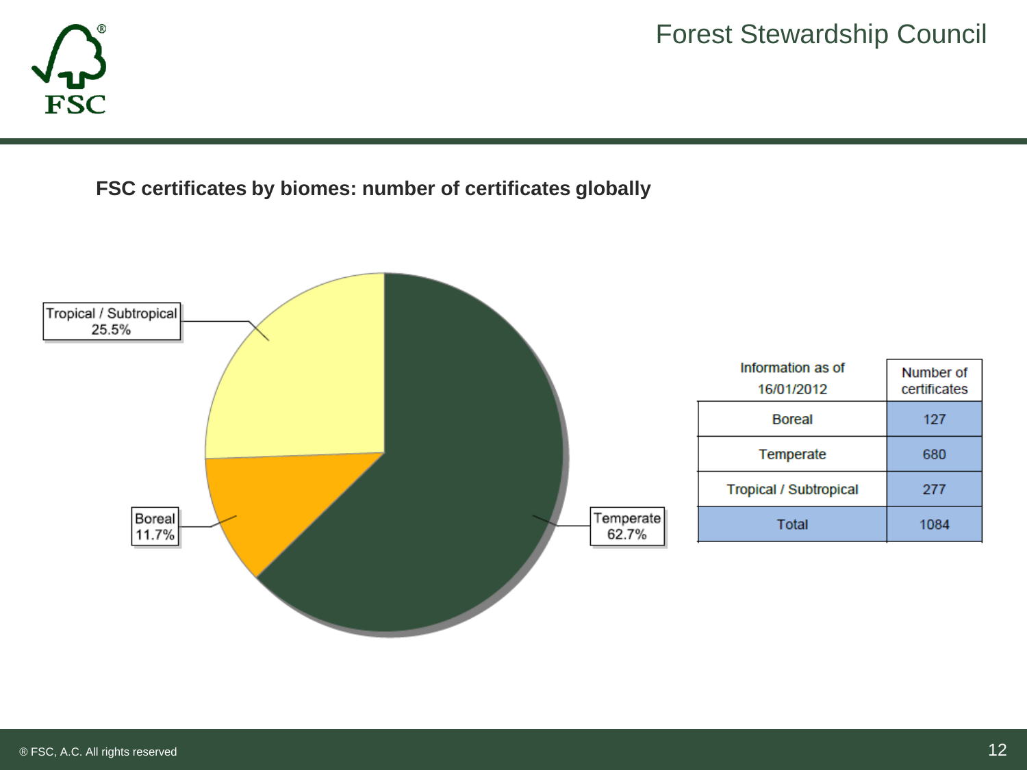## FSC certificates by biomes: number of certificates globally

Tropical / Subtropical 25.5%

Boreal 11.7%

Temperate 62.7%

| Information as of 16/01/2012 | Number of certificates |
|---|---|
| Boreal | 127 |
| Temperate | 680 |
| Tropical / Subtropical | 277 |
| Total | 1084 |

® FSC, A.C. All rights reserved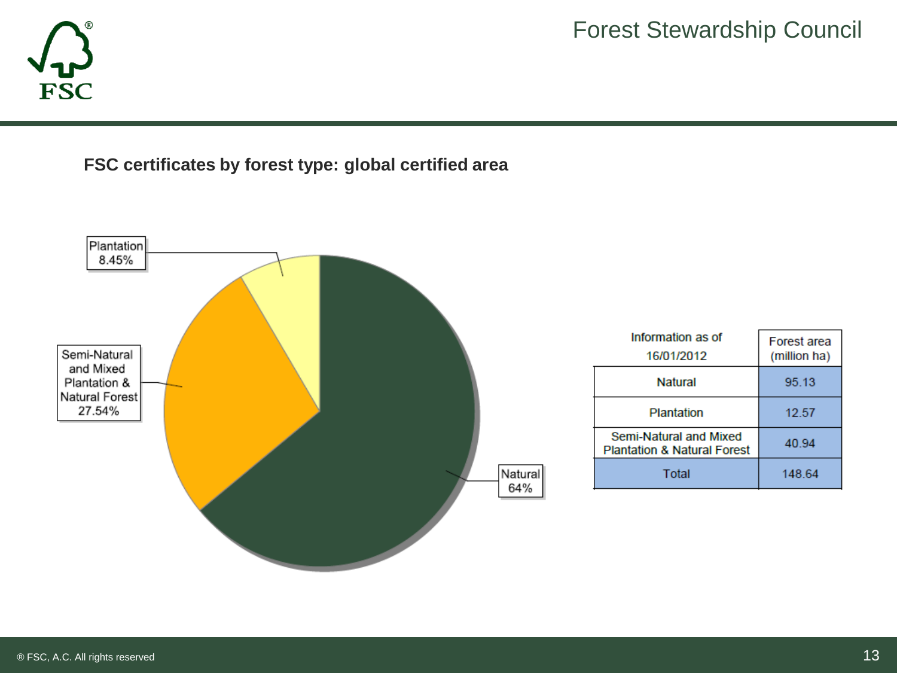## FSC certificates by forest type: global certified area

Plantation 8.45%

Semi-Natural and Mixed Plantation & Natural Forest 27.54%

Natural 64%

| Information as of 16/01/2012 | Forest area (million ha) |
|---|---|
| Natural | 95.13 |
| Plantation | 12.57 |
| Semi-Natural and Mixed Plantation & Natural Forest | 40.94 |
| Total | 148.64 |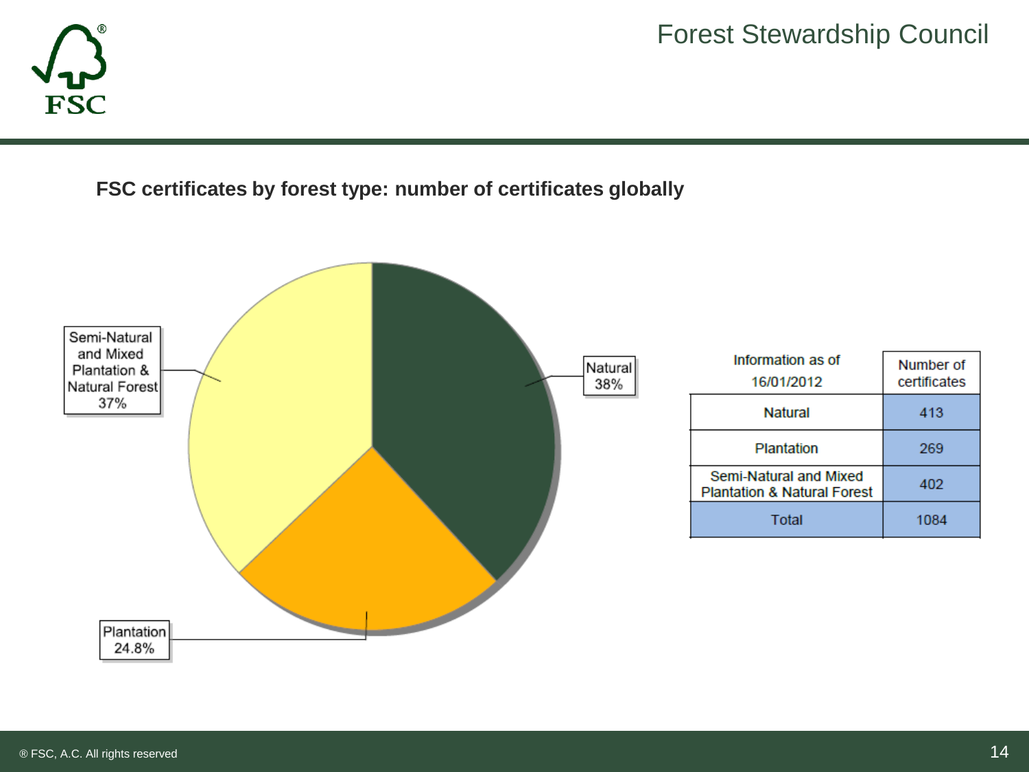## FSC certificates by forest type: number of certificates globally

Semi-Natural and Mixed Plantation & Natural Forest 37%

Natural 38%

Plantation 24.8%

| Information as of 16/01/2012 | Number of certificates |
|---|---|
| Natural | 413 |
| Plantation | 269 |
| Semi-Natural and Mixed Plantation & Natural Forest | 402 |
| Total | 1084 |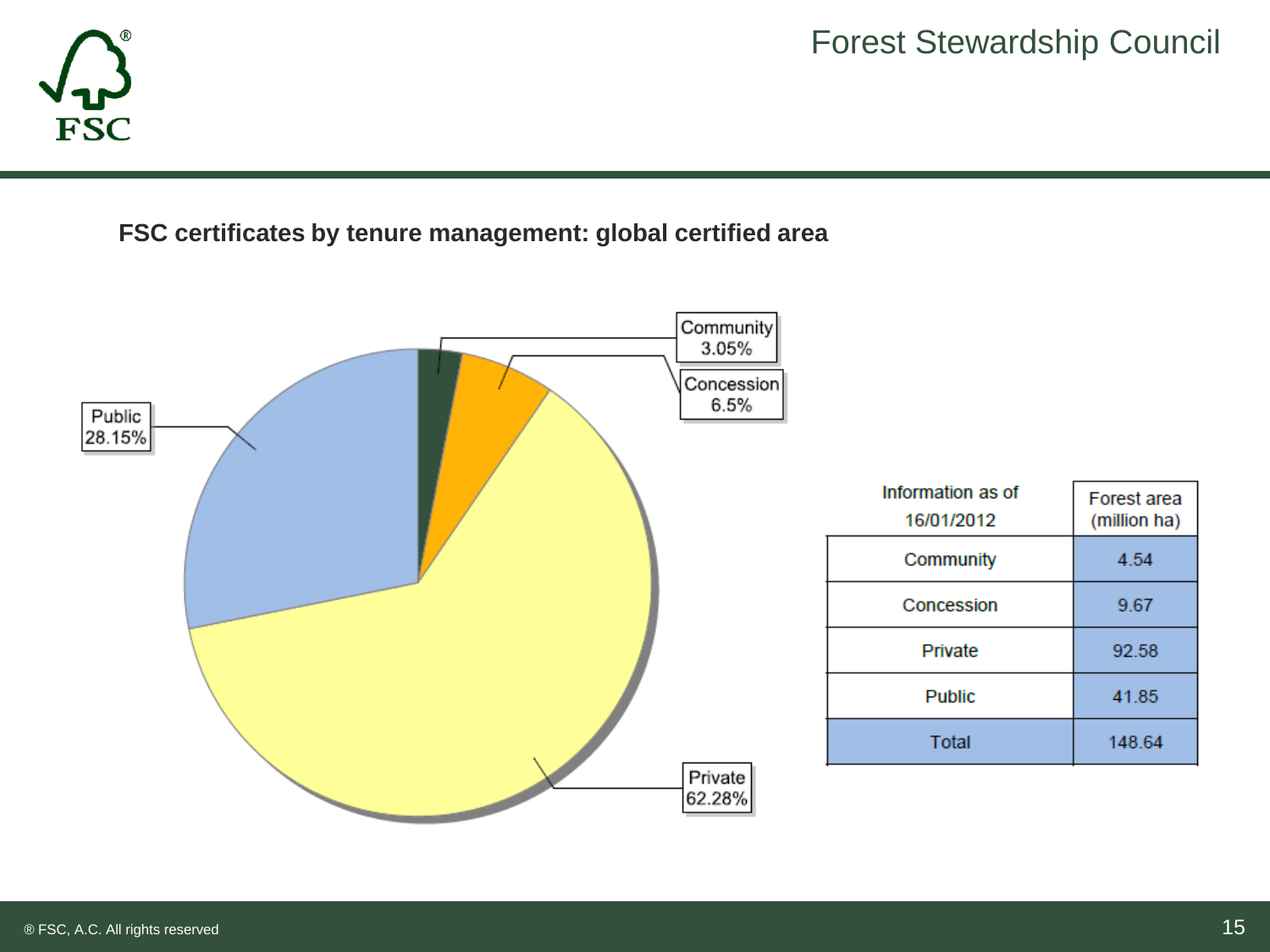## FSC certificates by tenure management: global certified area

Public 28.15%

Community 3.05%

Concession 6.5%

Private 62.28%

| Information as of 16/01/2012 | Forest area (million ha) |
|---|---|
| Community | 4.54 |
| Concession | 9.67 |
| Private | 92.58 |
| Public | 41.85 |
| Total | 148.64 |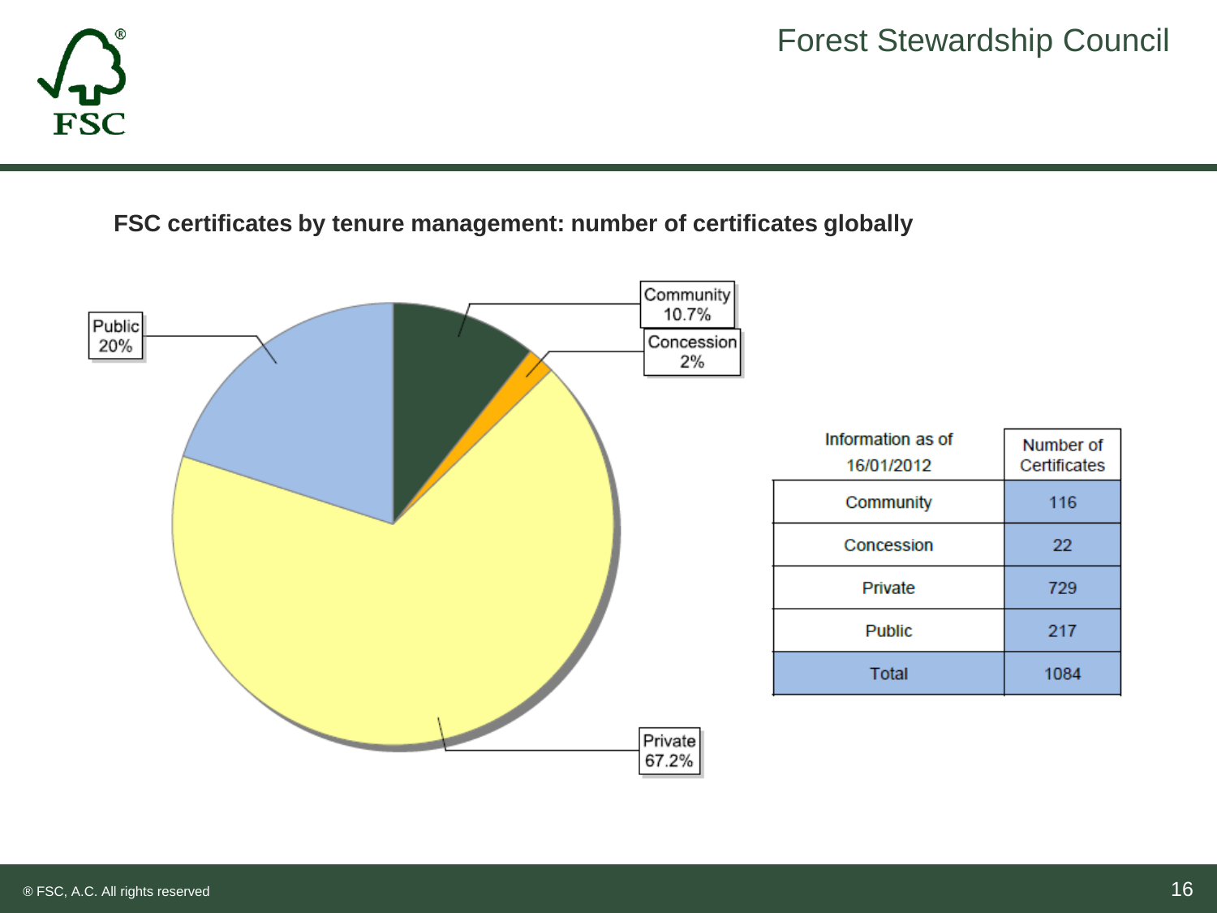## FSC certificates by tenure management: number of certificates globally

Public 20%

Community 10.7%

Concession 2%

Private 67.2%

| Information as of 16/01/2012 | Number of Certificates |
|---|---|
| Community | 116 |
| Concession | 22 |
| Private | 729 |
| Public | 217 |
| Total | 1084 |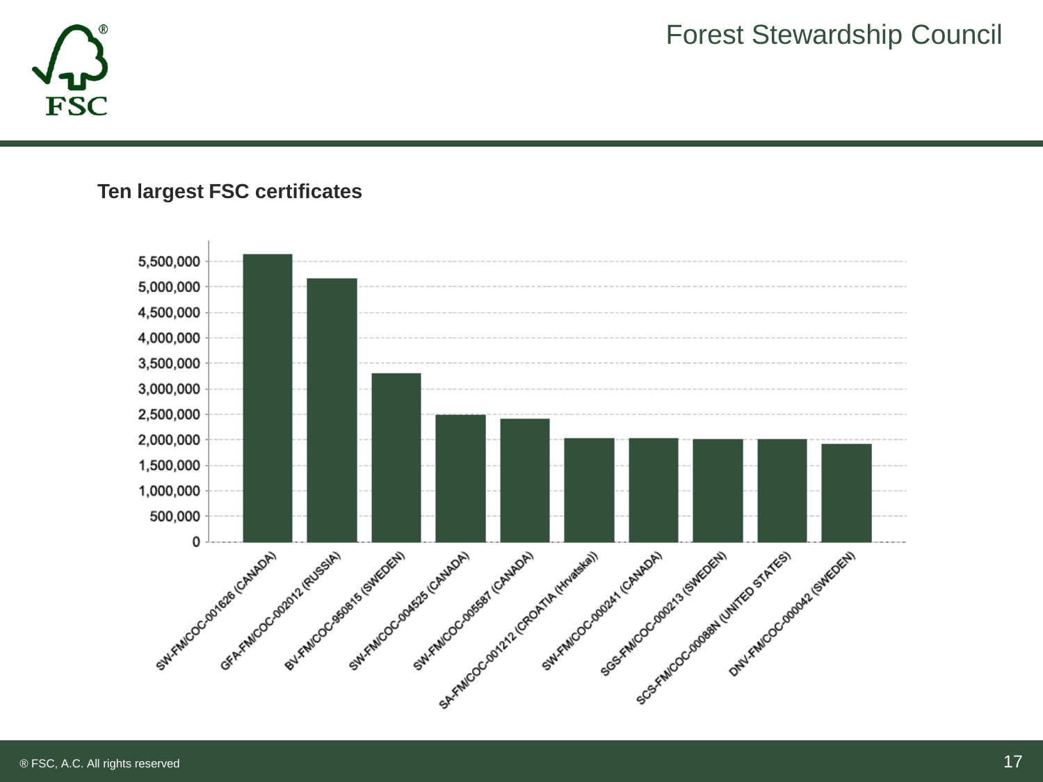# Forest Stewardship Council

## Ten largest FSC certificates

| Certificate | Value (approx.) |
|---|---|
| SW-FM/COC-001626 (CANADA) | ~5,650,000 |
| GFA-FM/COC-002012 (RUSSIA) | ~5,170,000 |
| BV-FM/COC-950815 (SWEDEN) | ~3,310,000 |
| SW-FM/COC-004525 (CANADA) | ~2,490,000 |
| SW-FM/COC-005587 (CANADA) | ~2,420,000 |
| SA-FM/COC-001212 (CROATIA (Hrvatska)) | ~2,040,000 |
| SW-FM/COC-000241 (CANADA) | ~2,040,000 |
| SGS-FM/COC-000213 (SWEDEN) | ~2,020,000 |
| SCS-FM/COC-00088N (UNITED STATES) | ~2,020,000 |
| DNV-FM/COC-000042 (SWEDEN) | ~1,930,000 |

® FSC, A.C. All rights reserved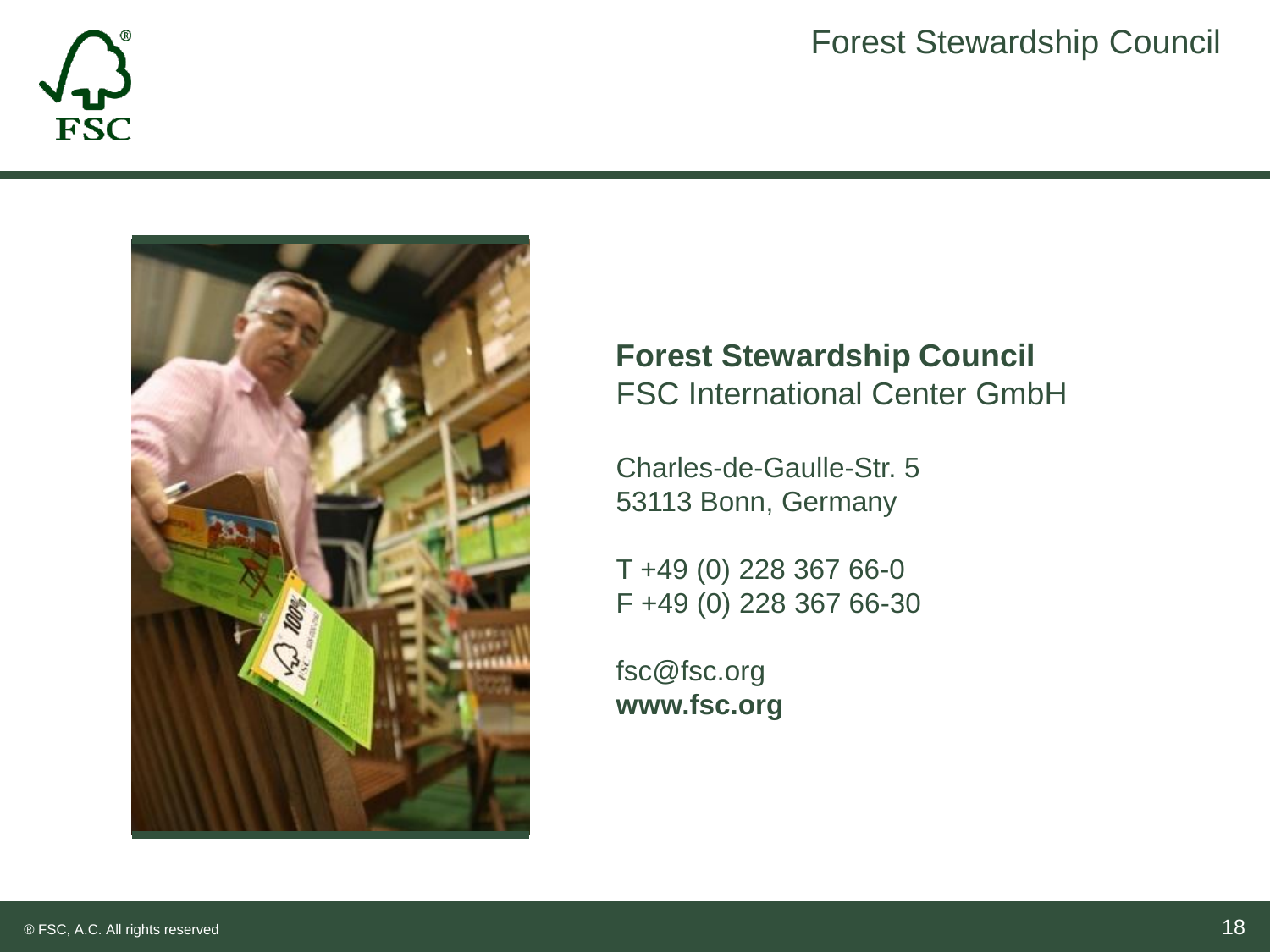**Forest Stewardship Council**
FSC International Center GmbH

Charles-de-Gaulle-Str. 5
53113 Bonn, Germany

T +49 (0) 228 367 66-0
F +49 (0) 228 367 66-30

fsc@fsc.org
**www.fsc.org**